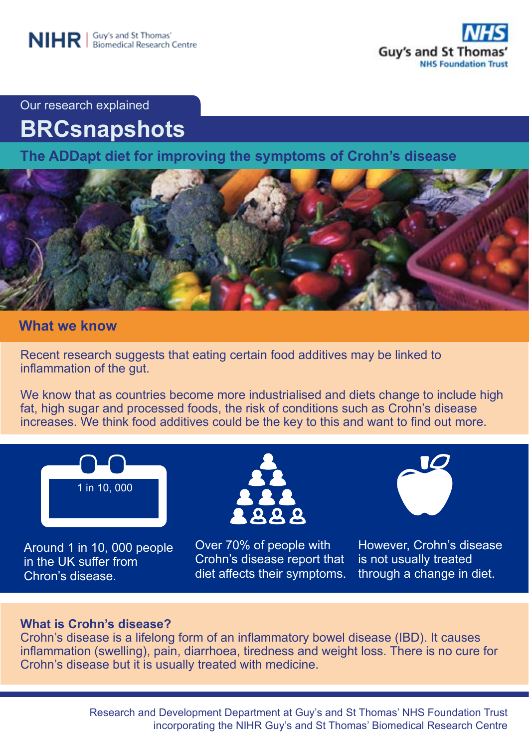NIHR | Guy's and St Thomas' Biomedical Research Centre

NHS Guy's and St Thomas' NHS Foundation Trust

Our research explained

# BRCsnapshots

## The ADDapt diet for improving the symptoms of Crohn's disease

## What we know

Recent research suggests that eating certain food additives may be linked to inflammation of the gut.

We know that as countries become more industrialised and diets change to include high fat, high sugar and processed foods, the risk of conditions such as Crohn's disease increases. We think food additives could be the key to this and want to find out more.

1 in 10, 000

Around 1 in 10, 000 people in the UK suffer from Chron's disease.

Over 70% of people with Crohn's disease report that diet affects their symptoms.

However, Crohn's disease is not usually treated through a change in diet.

**What is Crohn's disease?**
Crohn's disease is a lifelong form of an inflammatory bowel disease (IBD). It causes inflammation (swelling), pain, diarrhoea, tiredness and weight loss. There is no cure for Crohn's disease but it is usually treated with medicine.

Research and Development Department at Guy's and St Thomas' NHS Foundation Trust incorporating the NIHR Guy's and St Thomas' Biomedical Research Centre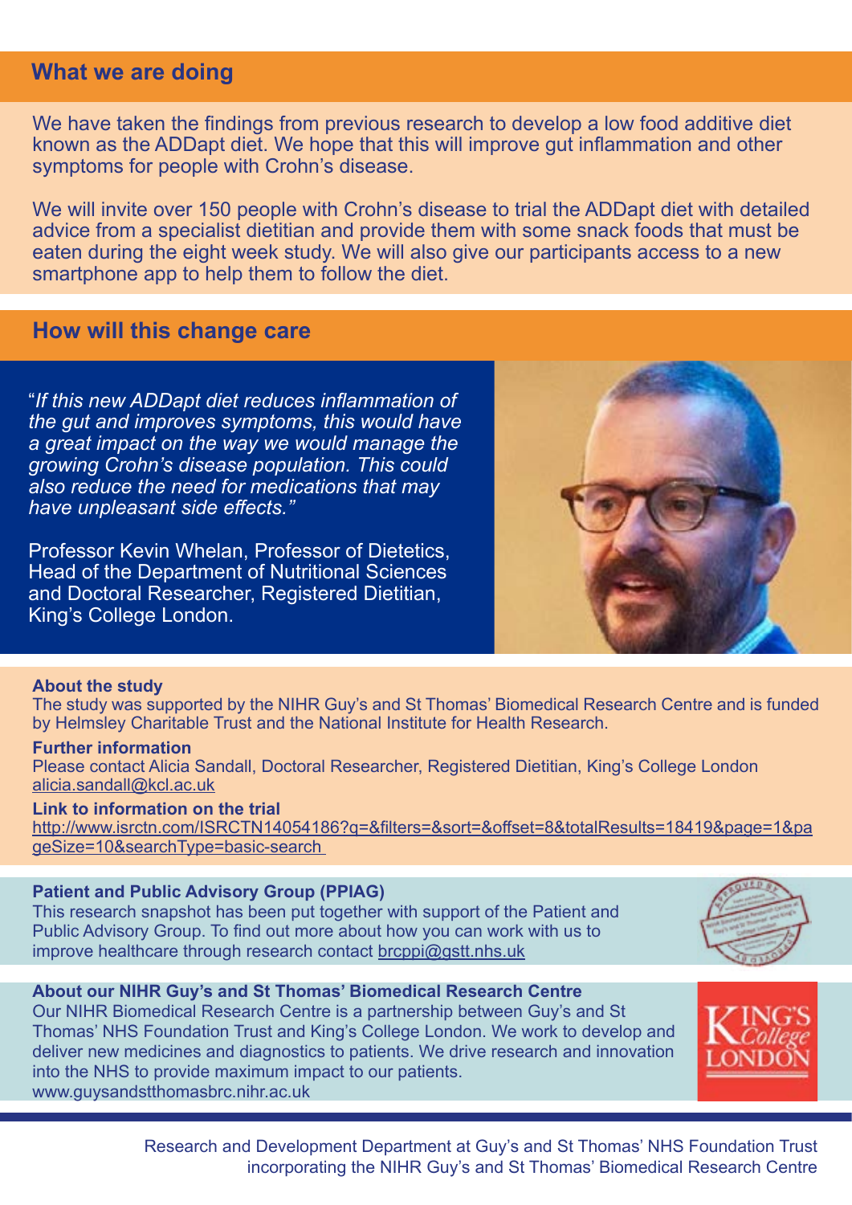## What we are doing

We have taken the findings from previous research to develop a low food additive diet known as the ADDapt diet. We hope that this will improve gut inflammation and other symptoms for people with Crohn's disease.

We will invite over 150 people with Crohn's disease to trial the ADDapt diet with detailed advice from a specialist dietitian and provide them with some snack foods that must be eaten during the eight week study. We will also give our participants access to a new smartphone app to help them to follow the diet.

## How will this change care

"*If this new ADDapt diet reduces inflammation of the gut and improves symptoms, this would have a great impact on the way we would manage the growing Crohn's disease population. This could also reduce the need for medications that may have unpleasant side effects.*"

Professor Kevin Whelan, Professor of Dietetics, Head of the Department of Nutritional Sciences and Doctoral Researcher, Registered Dietitian, King's College London.

**About the study**
The study was supported by the NIHR Guy's and St Thomas' Biomedical Research Centre and is funded by Helmsley Charitable Trust and the National Institute for Health Research.

**Further information**
Please contact Alicia Sandall, Doctoral Researcher, Registered Dietitian, King's College London
alicia.sandall@kcl.ac.uk

**Link to information on the trial**
http://www.isrctn.com/ISRCTN14054186?q=&filters=&sort=&offset=8&totalResults=18419&page=1&pageSize=10&searchType=basic-search

**Patient and Public Advisory Group (PPIAG)**
This research snapshot has been put together with support of the Patient and Public Advisory Group. To find out more about how you can work with us to improve healthcare through research contact brcppi@gstt.nhs.uk

**About our NIHR Guy's and St Thomas' Biomedical Research Centre**
Our NIHR Biomedical Research Centre is a partnership between Guy's and St Thomas' NHS Foundation Trust and King's College London. We work to develop and deliver new medicines and diagnostics to patients. We drive research and innovation into the NHS to provide maximum impact to our patients.
www.guysandstthomasbrc.nihr.ac.uk

Research and Development Department at Guy's and St Thomas' NHS Foundation Trust incorporating the NIHR Guy's and St Thomas' Biomedical Research Centre